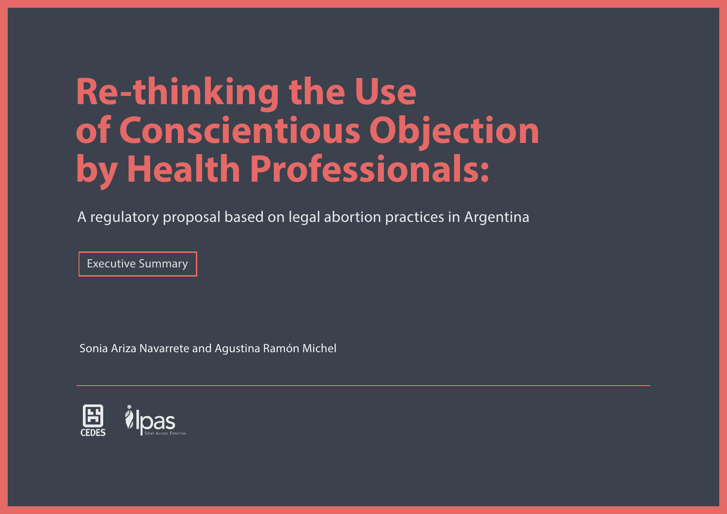# Re-thinking the Use of Conscientious Objection by Health Professionals:

A regulatory proposal based on legal abortion practices in Argentina

Executive Summary

Sonia Ariza Navarrete and Agustina Ramón Michel

CEDES

Ipas
Salud. Acceso. Derechos.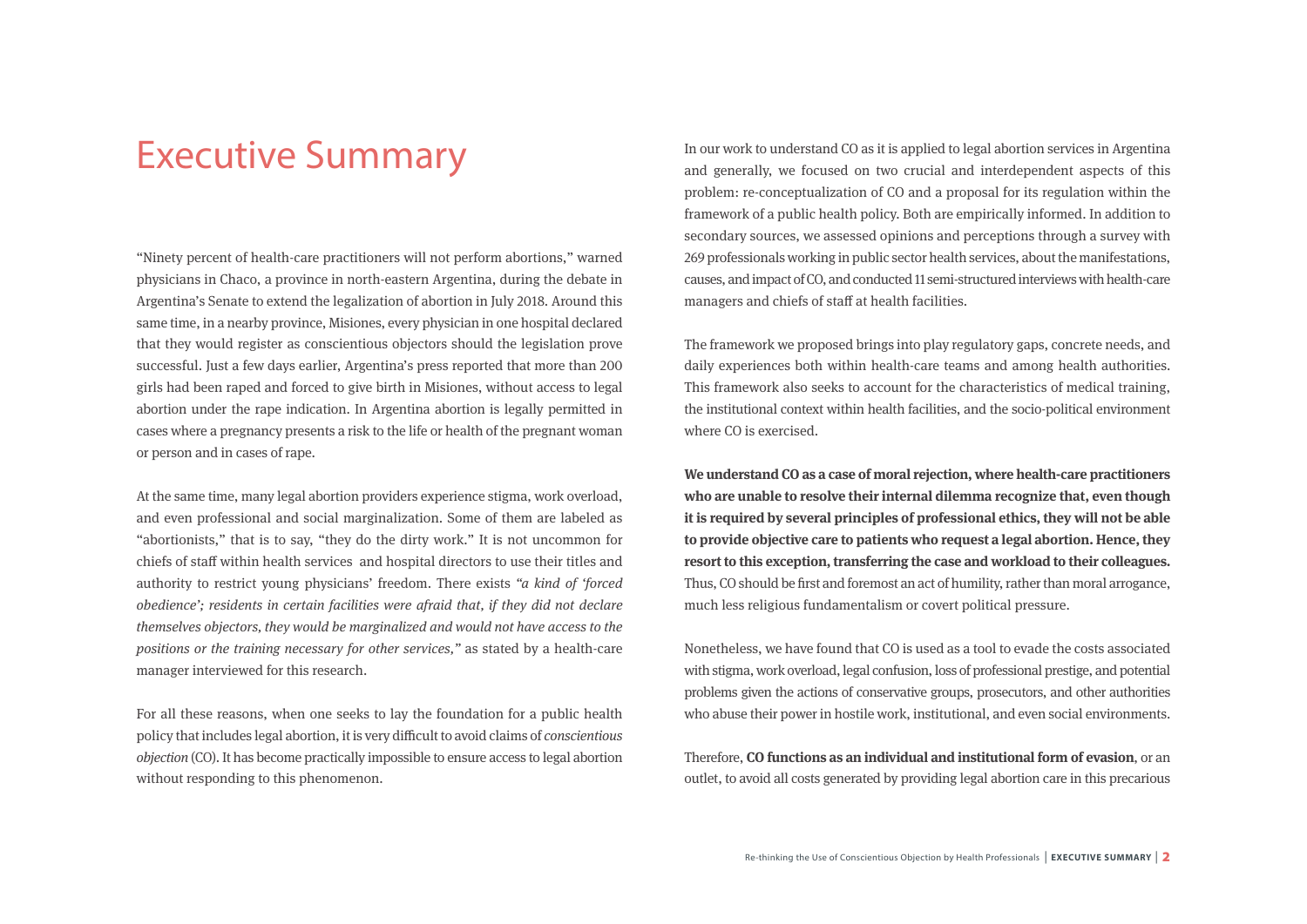# Executive Summary

"Ninety percent of health-care practitioners will not perform abortions," warned physicians in Chaco, a province in north-eastern Argentina, during the debate in Argentina's Senate to extend the legalization of abortion in July 2018. Around this same time, in a nearby province, Misiones, every physician in one hospital declared that they would register as conscientious objectors should the legislation prove successful. Just a few days earlier, Argentina's press reported that more than 200 girls had been raped and forced to give birth in Misiones, without access to legal abortion under the rape indication. In Argentina abortion is legally permitted in cases where a pregnancy presents a risk to the life or health of the pregnant woman or person and in cases of rape.

At the same time, many legal abortion providers experience stigma, work overload, and even professional and social marginalization. Some of them are labeled as "abortionists," that is to say, "they do the dirty work." It is not uncommon for chiefs of staff within health services and hospital directors to use their titles and authority to restrict young physicians' freedom. There exists *"a kind of 'forced obedience'; residents in certain facilities were afraid that, if they did not declare themselves objectors, they would be marginalized and would not have access to the positions or the training necessary for other services,"* as stated by a health-care manager interviewed for this research.

For all these reasons, when one seeks to lay the foundation for a public health policy that includes legal abortion, it is very difficult to avoid claims of *conscientious objection* (CO). It has become practically impossible to ensure access to legal abortion without responding to this phenomenon.

In our work to understand CO as it is applied to legal abortion services in Argentina and generally, we focused on two crucial and interdependent aspects of this problem: re-conceptualization of CO and a proposal for its regulation within the framework of a public health policy. Both are empirically informed. In addition to secondary sources, we assessed opinions and perceptions through a survey with 269 professionals working in public sector health services, about the manifestations, causes, and impact of CO, and conducted 11 semi-structured interviews with health-care managers and chiefs of staff at health facilities.

The framework we proposed brings into play regulatory gaps, concrete needs, and daily experiences both within health-care teams and among health authorities. This framework also seeks to account for the characteristics of medical training, the institutional context within health facilities, and the socio-political environment where CO is exercised.

**We understand CO as a case of moral rejection, where health-care practitioners who are unable to resolve their internal dilemma recognize that, even though it is required by several principles of professional ethics, they will not be able to provide objective care to patients who request a legal abortion. Hence, they resort to this exception, transferring the case and workload to their colleagues.** Thus, CO should be first and foremost an act of humility, rather than moral arrogance, much less religious fundamentalism or covert political pressure.

Nonetheless, we have found that CO is used as a tool to evade the costs associated with stigma, work overload, legal confusion, loss of professional prestige, and potential problems given the actions of conservative groups, prosecutors, and other authorities who abuse their power in hostile work, institutional, and even social environments.

Therefore, **CO functions as an individual and institutional form of evasion**, or an outlet, to avoid all costs generated by providing legal abortion care in this precarious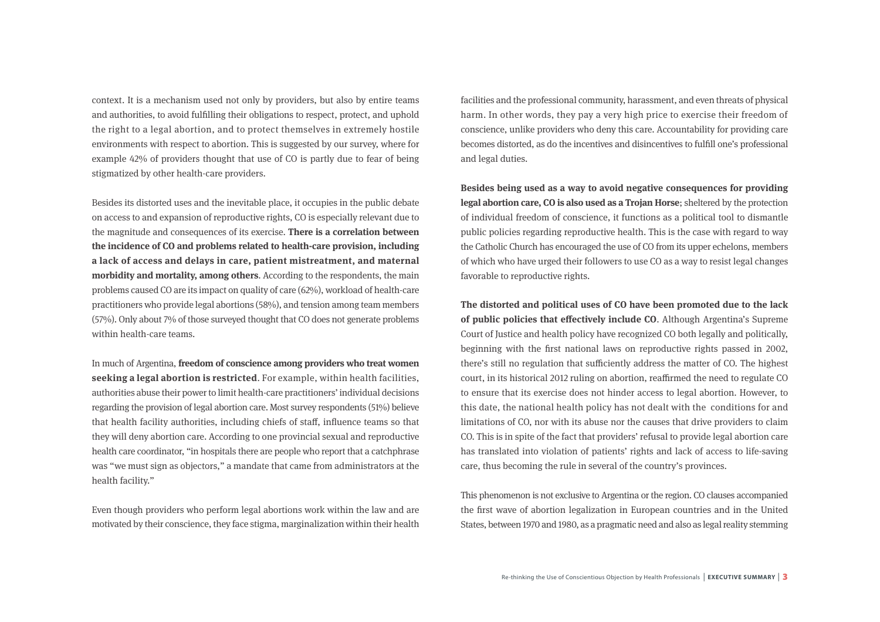context. It is a mechanism used not only by providers, but also by entire teams and authorities, to avoid fulfilling their obligations to respect, protect, and uphold the right to a legal abortion, and to protect themselves in extremely hostile environments with respect to abortion. This is suggested by our survey, where for example 42% of providers thought that use of CO is partly due to fear of being stigmatized by other health-care providers.

Besides its distorted uses and the inevitable place, it occupies in the public debate on access to and expansion of reproductive rights, CO is especially relevant due to the magnitude and consequences of its exercise. **There is a correlation between the incidence of CO and problems related to health-care provision, including a lack of access and delays in care, patient mistreatment, and maternal morbidity and mortality, among others**. According to the respondents, the main problems caused CO are its impact on quality of care (62%), workload of health-care practitioners who provide legal abortions (58%), and tension among team members (57%). Only about 7% of those surveyed thought that CO does not generate problems within health-care teams.

In much of Argentina, **freedom of conscience among providers who treat women seeking a legal abortion is restricted**. For example, within health facilities, authorities abuse their power to limit health-care practitioners' individual decisions regarding the provision of legal abortion care. Most survey respondents (51%) believe that health facility authorities, including chiefs of staff, influence teams so that they will deny abortion care. According to one provincial sexual and reproductive health care coordinator, "in hospitals there are people who report that a catchphrase was "we must sign as objectors," a mandate that came from administrators at the health facility."

Even though providers who perform legal abortions work within the law and are motivated by their conscience, they face stigma, marginalization within their health facilities and the professional community, harassment, and even threats of physical harm. In other words, they pay a very high price to exercise their freedom of conscience, unlike providers who deny this care. Accountability for providing care becomes distorted, as do the incentives and disincentives to fulfill one's professional and legal duties.

**Besides being used as a way to avoid negative consequences for providing legal abortion care, CO is also used as a Trojan Horse**; sheltered by the protection of individual freedom of conscience, it functions as a political tool to dismantle public policies regarding reproductive health. This is the case with regard to way the Catholic Church has encouraged the use of CO from its upper echelons, members of which who have urged their followers to use CO as a way to resist legal changes favorable to reproductive rights.

**The distorted and political uses of CO have been promoted due to the lack of public policies that effectively include CO**. Although Argentina's Supreme Court of Justice and health policy have recognized CO both legally and politically, beginning with the first national laws on reproductive rights passed in 2002, there's still no regulation that sufficiently address the matter of CO. The highest court, in its historical 2012 ruling on abortion, reaffirmed the need to regulate CO to ensure that its exercise does not hinder access to legal abortion. However, to this date, the national health policy has not dealt with the conditions for and limitations of CO, nor with its abuse nor the causes that drive providers to claim CO. This is in spite of the fact that providers' refusal to provide legal abortion care has translated into violation of patients' rights and lack of access to life-saving care, thus becoming the rule in several of the country's provinces.

This phenomenon is not exclusive to Argentina or the region. CO clauses accompanied the first wave of abortion legalization in European countries and in the United States, between 1970 and 1980, as a pragmatic need and also as legal reality stemming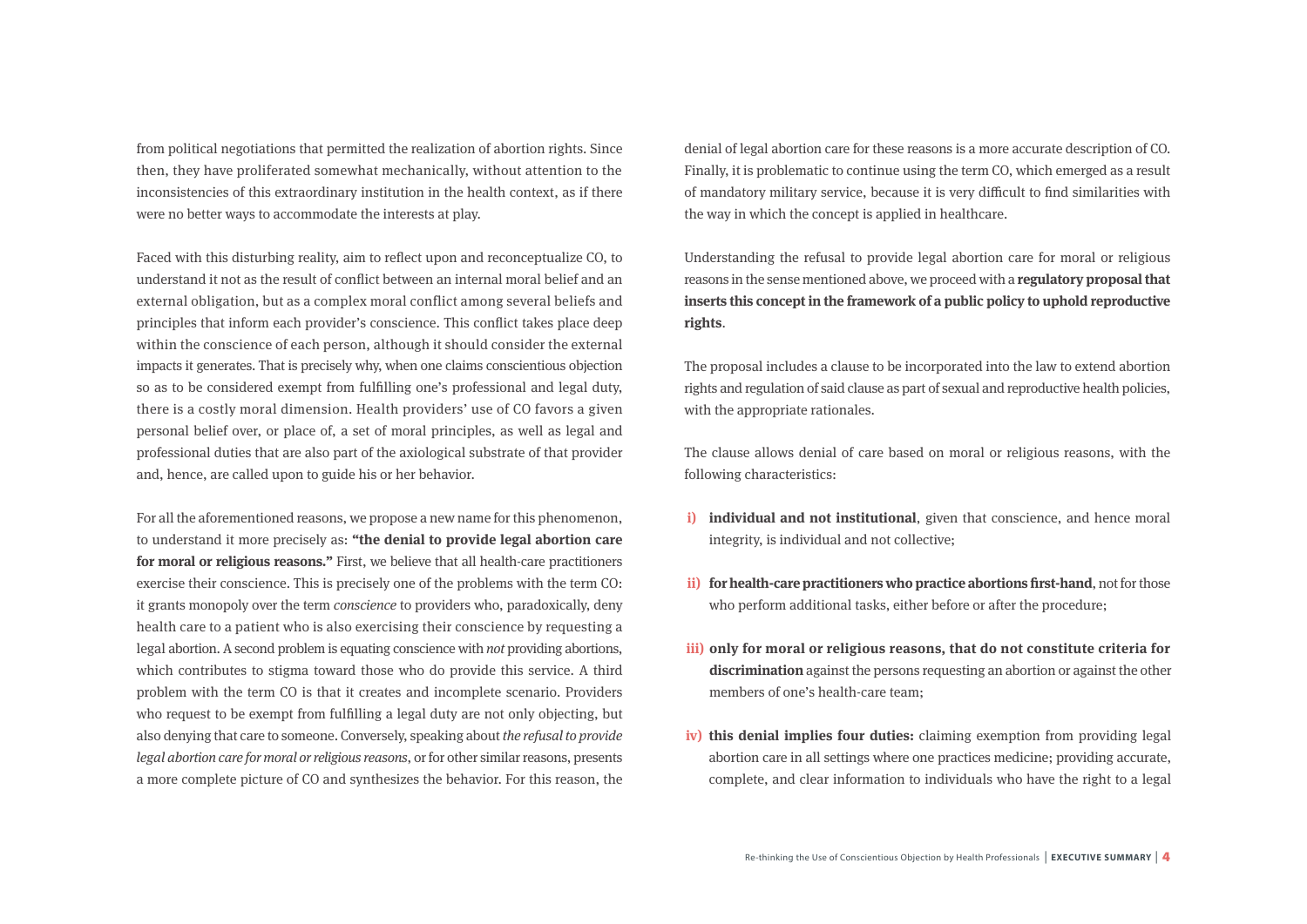from political negotiations that permitted the realization of abortion rights. Since then, they have proliferated somewhat mechanically, without attention to the inconsistencies of this extraordinary institution in the health context, as if there were no better ways to accommodate the interests at play.

Faced with this disturbing reality, aim to reflect upon and reconceptualize CO, to understand it not as the result of conflict between an internal moral belief and an external obligation, but as a complex moral conflict among several beliefs and principles that inform each provider's conscience. This conflict takes place deep within the conscience of each person, although it should consider the external impacts it generates. That is precisely why, when one claims conscientious objection so as to be considered exempt from fulfilling one's professional and legal duty, there is a costly moral dimension. Health providers' use of CO favors a given personal belief over, or place of, a set of moral principles, as well as legal and professional duties that are also part of the axiological substrate of that provider and, hence, are called upon to guide his or her behavior.

For all the aforementioned reasons, we propose a new name for this phenomenon, to understand it more precisely as: **"the denial to provide legal abortion care for moral or religious reasons."** First, we believe that all health-care practitioners exercise their conscience. This is precisely one of the problems with the term CO: it grants monopoly over the term *conscience* to providers who, paradoxically, deny health care to a patient who is also exercising their conscience by requesting a legal abortion. A second problem is equating conscience with *not* providing abortions, which contributes to stigma toward those who do provide this service. A third problem with the term CO is that it creates and incomplete scenario. Providers who request to be exempt from fulfilling a legal duty are not only objecting, but also denying that care to someone. Conversely, speaking about *the refusal to provide legal abortion care for moral or religious reasons*, or for other similar reasons, presents a more complete picture of CO and synthesizes the behavior. For this reason, the denial of legal abortion care for these reasons is a more accurate description of CO. Finally, it is problematic to continue using the term CO, which emerged as a result of mandatory military service, because it is very difficult to find similarities with the way in which the concept is applied in healthcare.

Understanding the refusal to provide legal abortion care for moral or religious reasons in the sense mentioned above, we proceed with a **regulatory proposal that inserts this concept in the framework of a public policy to uphold reproductive rights**.

The proposal includes a clause to be incorporated into the law to extend abortion rights and regulation of said clause as part of sexual and reproductive health policies, with the appropriate rationales.

The clause allows denial of care based on moral or religious reasons, with the following characteristics:

- **i)** **individual and not institutional**, given that conscience, and hence moral integrity, is individual and not collective;
- **ii)** **for health-care practitioners who practice abortions first-hand**, not for those who perform additional tasks, either before or after the procedure;
- **iii)** **only for moral or religious reasons, that do not constitute criteria for discrimination** against the persons requesting an abortion or against the other members of one's health-care team;
- **iv)** **this denial implies four duties:** claiming exemption from providing legal abortion care in all settings where one practices medicine; providing accurate, complete, and clear information to individuals who have the right to a legal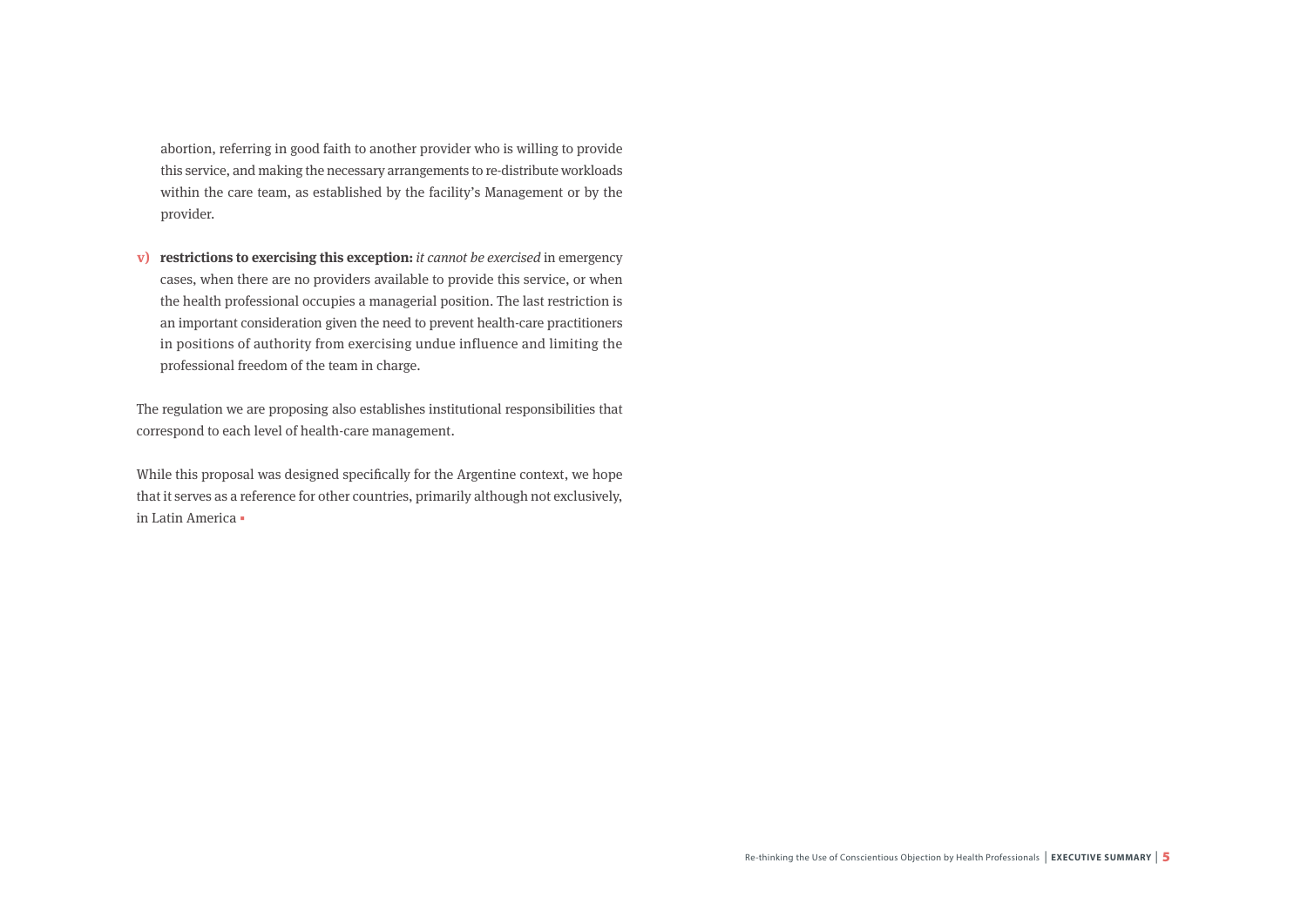abortion, referring in good faith to another provider who is willing to provide this service, and making the necessary arrangements to re-distribute workloads within the care team, as established by the facility's Management or by the provider.

v) **restrictions to exercising this exception:** *it cannot be exercised* in emergency cases, when there are no providers available to provide this service, or when the health professional occupies a managerial position. The last restriction is an important consideration given the need to prevent health-care practitioners in positions of authority from exercising undue influence and limiting the professional freedom of the team in charge.

The regulation we are proposing also establishes institutional responsibilities that correspond to each level of health-care management.

While this proposal was designed specifically for the Argentine context, we hope that it serves as a reference for other countries, primarily although not exclusively, in Latin America ▪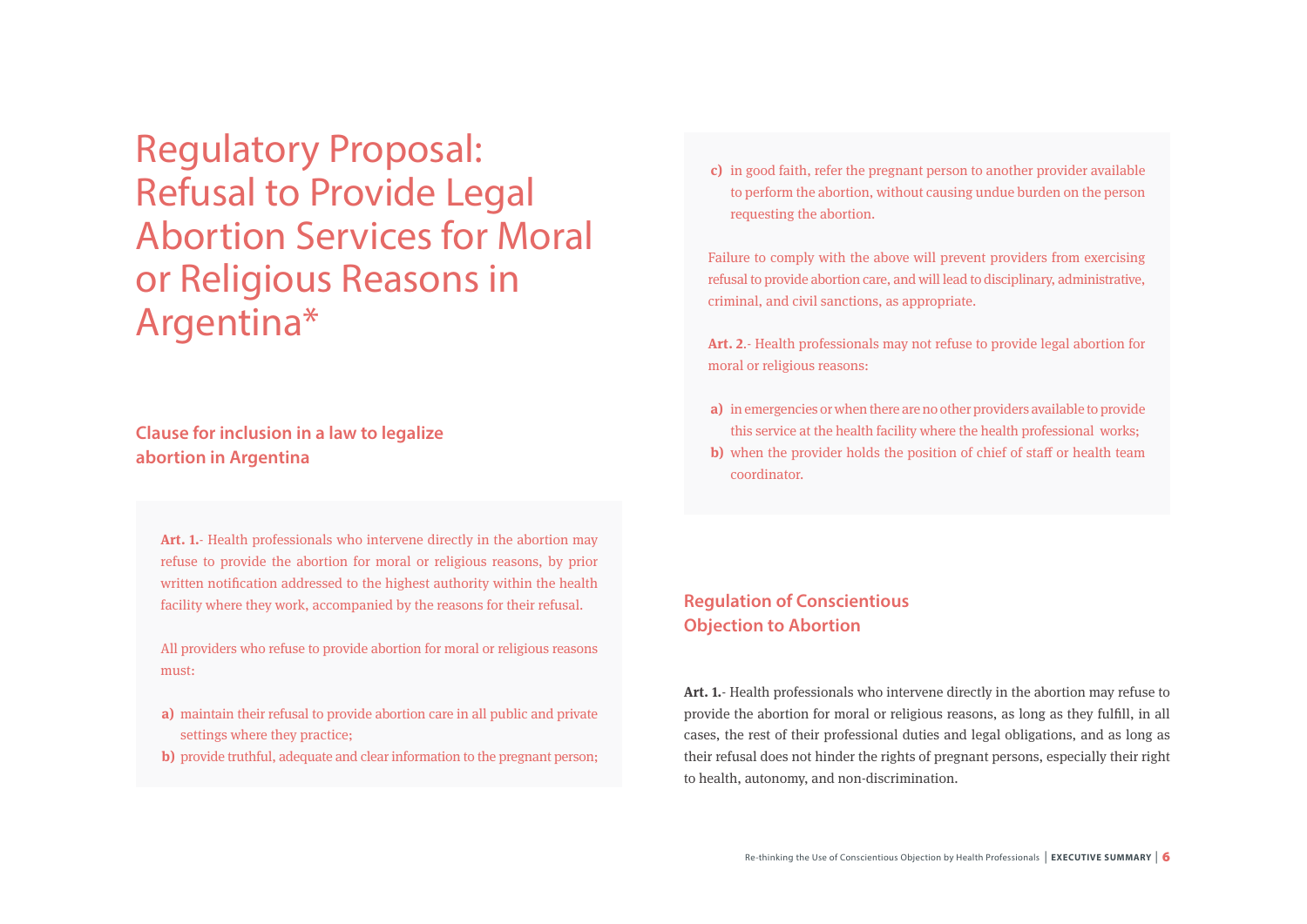# Regulatory Proposal: Refusal to Provide Legal Abortion Services for Moral or Religious Reasons in Argentina*

## Clause for inclusion in a law to legalize abortion in Argentina

**Art. 1.**- Health professionals who intervene directly in the abortion may refuse to provide the abortion for moral or religious reasons, by prior written notification addressed to the highest authority within the health facility where they work, accompanied by the reasons for their refusal.

All providers who refuse to provide abortion for moral or religious reasons must:

**a)** maintain their refusal to provide abortion care in all public and private settings where they practice;
**b)** provide truthful, adequate and clear information to the pregnant person;
**c)** in good faith, refer the pregnant person to another provider available to perform the abortion, without causing undue burden on the person requesting the abortion.

Failure to comply with the above will prevent providers from exercising refusal to provide abortion care, and will lead to disciplinary, administrative, criminal, and civil sanctions, as appropriate.

**Art. 2.**- Health professionals may not refuse to provide legal abortion for moral or religious reasons:

**a)** in emergencies or when there are no other providers available to provide this service at the health facility where the health professional works;
**b)** when the provider holds the position of chief of staff or health team coordinator.

## Regulation of Conscientious Objection to Abortion

**Art. 1.**- Health professionals who intervene directly in the abortion may refuse to provide the abortion for moral or religious reasons, as long as they fulfill, in all cases, the rest of their professional duties and legal obligations, and as long as their refusal does not hinder the rights of pregnant persons, especially their right to health, autonomy, and non-discrimination.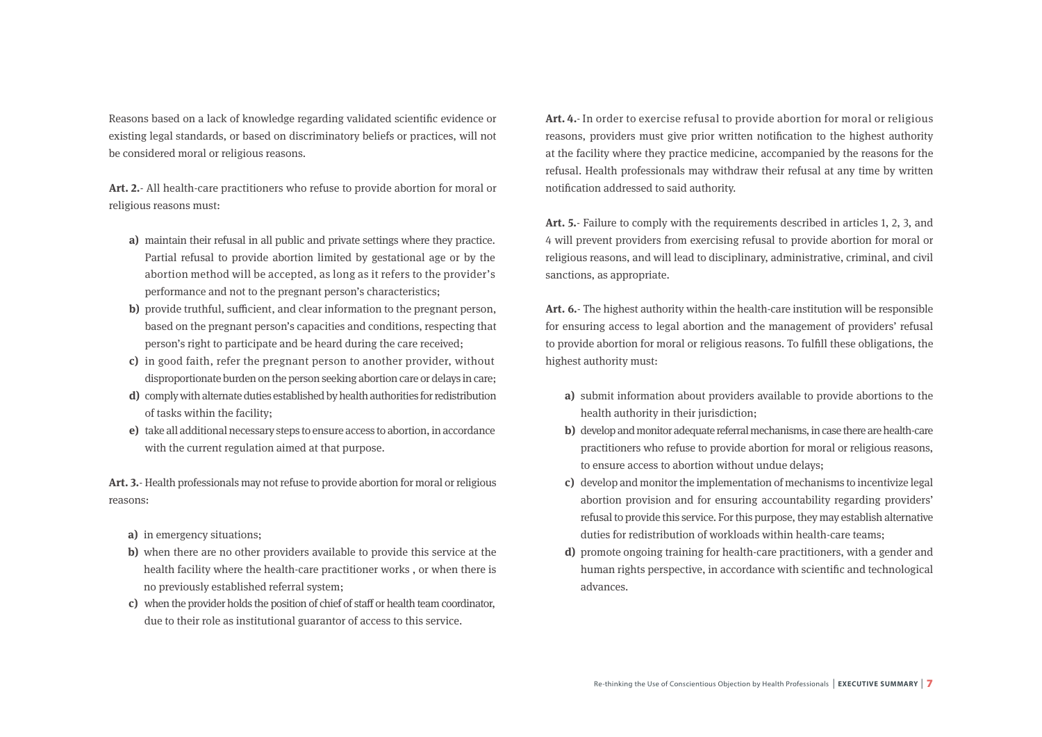Reasons based on a lack of knowledge regarding validated scientific evidence or existing legal standards, or based on discriminatory beliefs or practices, will not be considered moral or religious reasons.

**Art. 2.**- All health-care practitioners who refuse to provide abortion for moral or religious reasons must:

- **a)** maintain their refusal in all public and private settings where they practice. Partial refusal to provide abortion limited by gestational age or by the abortion method will be accepted, as long as it refers to the provider's performance and not to the pregnant person's characteristics;
- **b)** provide truthful, sufficient, and clear information to the pregnant person, based on the pregnant person's capacities and conditions, respecting that person's right to participate and be heard during the care received;
- **c)** in good faith, refer the pregnant person to another provider, without disproportionate burden on the person seeking abortion care or delays in care;
- **d)** comply with alternate duties established by health authorities for redistribution of tasks within the facility;
- **e)** take all additional necessary steps to ensure access to abortion, in accordance with the current regulation aimed at that purpose.

**Art. 3.**- Health professionals may not refuse to provide abortion for moral or religious reasons:

- **a)** in emergency situations;
- **b)** when there are no other providers available to provide this service at the health facility where the health-care practitioner works , or when there is no previously established referral system;
- **c)** when the provider holds the position of chief of staff or health team coordinator, due to their role as institutional guarantor of access to this service.

**Art. 4.**- In order to exercise refusal to provide abortion for moral or religious reasons, providers must give prior written notification to the highest authority at the facility where they practice medicine, accompanied by the reasons for the refusal. Health professionals may withdraw their refusal at any time by written notification addressed to said authority.

**Art. 5.**- Failure to comply with the requirements described in articles 1, 2, 3, and 4 will prevent providers from exercising refusal to provide abortion for moral or religious reasons, and will lead to disciplinary, administrative, criminal, and civil sanctions, as appropriate.

**Art. 6.**- The highest authority within the health-care institution will be responsible for ensuring access to legal abortion and the management of providers' refusal to provide abortion for moral or religious reasons. To fulfill these obligations, the highest authority must:

- **a)** submit information about providers available to provide abortions to the health authority in their jurisdiction;
- **b)** develop and monitor adequate referral mechanisms, in case there are health-care practitioners who refuse to provide abortion for moral or religious reasons, to ensure access to abortion without undue delays;
- **c)** develop and monitor the implementation of mechanisms to incentivize legal abortion provision and for ensuring accountability regarding providers' refusal to provide this service. For this purpose, they may establish alternative duties for redistribution of workloads within health-care teams;
- **d)** promote ongoing training for health-care practitioners, with a gender and human rights perspective, in accordance with scientific and technological advances.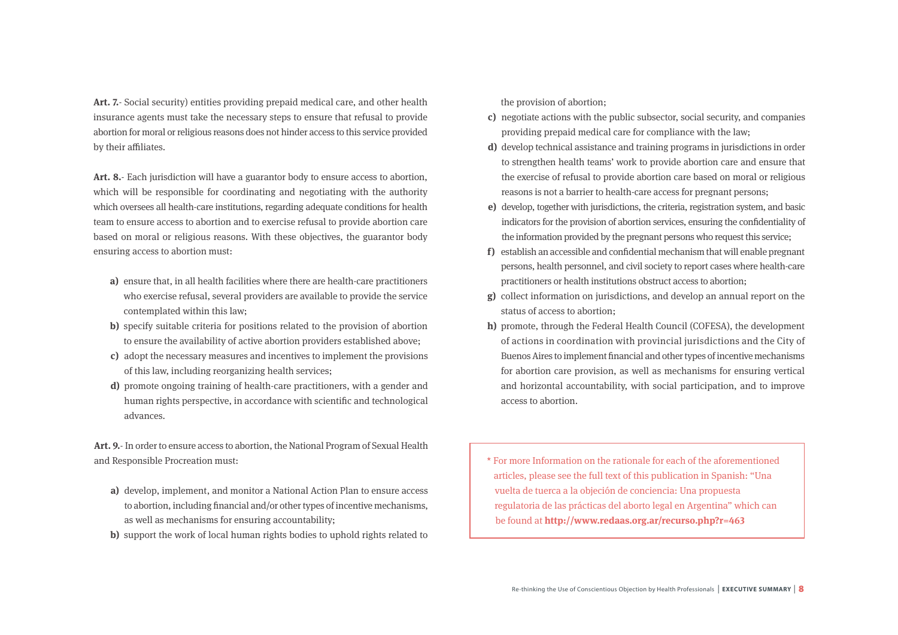**Art. 7.**- Social security) entities providing prepaid medical care, and other health insurance agents must take the necessary steps to ensure that refusal to provide abortion for moral or religious reasons does not hinder access to this service provided by their affiliates.

**Art. 8.**- Each jurisdiction will have a guarantor body to ensure access to abortion, which will be responsible for coordinating and negotiating with the authority which oversees all health-care institutions, regarding adequate conditions for health team to ensure access to abortion and to exercise refusal to provide abortion care based on moral or religious reasons. With these objectives, the guarantor body ensuring access to abortion must:

- **a)** ensure that, in all health facilities where there are health-care practitioners who exercise refusal, several providers are available to provide the service contemplated within this law;
- **b)** specify suitable criteria for positions related to the provision of abortion to ensure the availability of active abortion providers established above;
- **c)** adopt the necessary measures and incentives to implement the provisions of this law, including reorganizing health services;
- **d)** promote ongoing training of health-care practitioners, with a gender and human rights perspective, in accordance with scientific and technological advances.

**Art. 9.**- In order to ensure access to abortion, the National Program of Sexual Health and Responsible Procreation must:

- **a)** develop, implement, and monitor a National Action Plan to ensure access to abortion, including financial and/or other types of incentive mechanisms, as well as mechanisms for ensuring accountability;
- **b)** support the work of local human rights bodies to uphold rights related to the provision of abortion;
- **c)** negotiate actions with the public subsector, social security, and companies providing prepaid medical care for compliance with the law;
- **d)** develop technical assistance and training programs in jurisdictions in order to strengthen health teams' work to provide abortion care and ensure that the exercise of refusal to provide abortion care based on moral or religious reasons is not a barrier to health-care access for pregnant persons;
- **e)** develop, together with jurisdictions, the criteria, registration system, and basic indicators for the provision of abortion services, ensuring the confidentiality of the information provided by the pregnant persons who request this service;
- **f)** establish an accessible and confidential mechanism that will enable pregnant persons, health personnel, and civil society to report cases where health-care practitioners or health institutions obstruct access to abortion;
- **g)** collect information on jurisdictions, and develop an annual report on the status of access to abortion;
- **h)** promote, through the Federal Health Council (COFESA), the development of actions in coordination with provincial jurisdictions and the City of Buenos Aires to implement financial and other types of incentive mechanisms for abortion care provision, as well as mechanisms for ensuring vertical and horizontal accountability, with social participation, and to improve access to abortion.

> * For more Information on the rationale for each of the aforementioned articles, please see the full text of this publication in Spanish: "Una vuelta de tuerca a la objeción de conciencia: Una propuesta regulatoria de las prácticas del aborto legal en Argentina" which can be found at **http://www.redaas.org.ar/recurso.php?r=463**